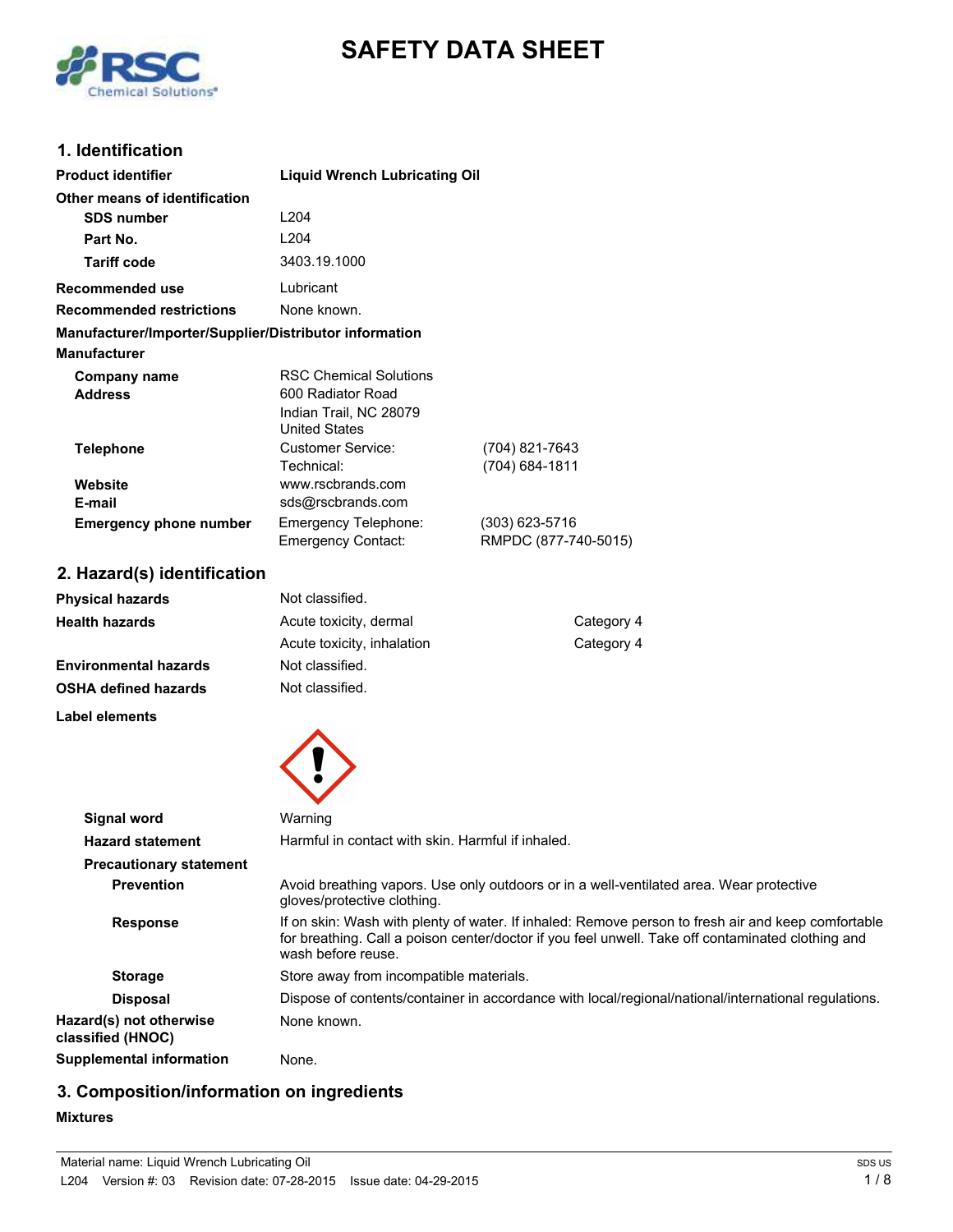# SAFETY DATA SHEET

## 1. Identification

| | | |
|---|---|---|
| **Product identifier** | **Liquid Wrench Lubricating Oil** | |
| **Other means of identification** | | |
| **SDS number** | L204 | |
| **Part No.** | L204 | |
| **Tariff code** | 3403.19.1000 | |
| **Recommended use** | Lubricant | |
| **Recommended restrictions** | None known. | |

**Manufacturer/Importer/Supplier/Distributor information**

**Manufacturer**

| | | |
|---|---|---|
| **Company name** | RSC Chemical Solutions | |
| **Address** | 600 Radiator Road<br>Indian Trail, NC 28079<br>United States | |
| **Telephone** | Customer Service: | (704) 821-7643 |
| | Technical: | (704) 684-1811 |
| **Website** | www.rscbrands.com | |
| **E-mail** | sds@rscbrands.com | |
| **Emergency phone number** | Emergency Telephone: | (303) 623-5716 |
| | Emergency Contact: | RMPDC (877-740-5015) |

## 2. Hazard(s) identification

| | | |
|---|---|---|
| **Physical hazards** | Not classified. | |
| **Health hazards** | Acute toxicity, dermal | Category 4 |
| | Acute toxicity, inhalation | Category 4 |
| **Environmental hazards** | Not classified. | |
| **OSHA defined hazards** | Not classified. | |

**Label elements**

| | |
|---|---|
| **Signal word** | Warning |
| **Hazard statement** | Harmful in contact with skin. Harmful if inhaled. |
| **Precautionary statement** | |
| **Prevention** | Avoid breathing vapors. Use only outdoors or in a well-ventilated area. Wear protective gloves/protective clothing. |
| **Response** | If on skin: Wash with plenty of water. If inhaled: Remove person to fresh air and keep comfortable for breathing. Call a poison center/doctor if you feel unwell. Take off contaminated clothing and wash before reuse. |
| **Storage** | Store away from incompatible materials. |
| **Disposal** | Dispose of contents/container in accordance with local/regional/national/international regulations. |
| **Hazard(s) not otherwise classified (HNOC)** | None known. |
| **Supplemental information** | None. |

## 3. Composition/information on ingredients

**Mixtures**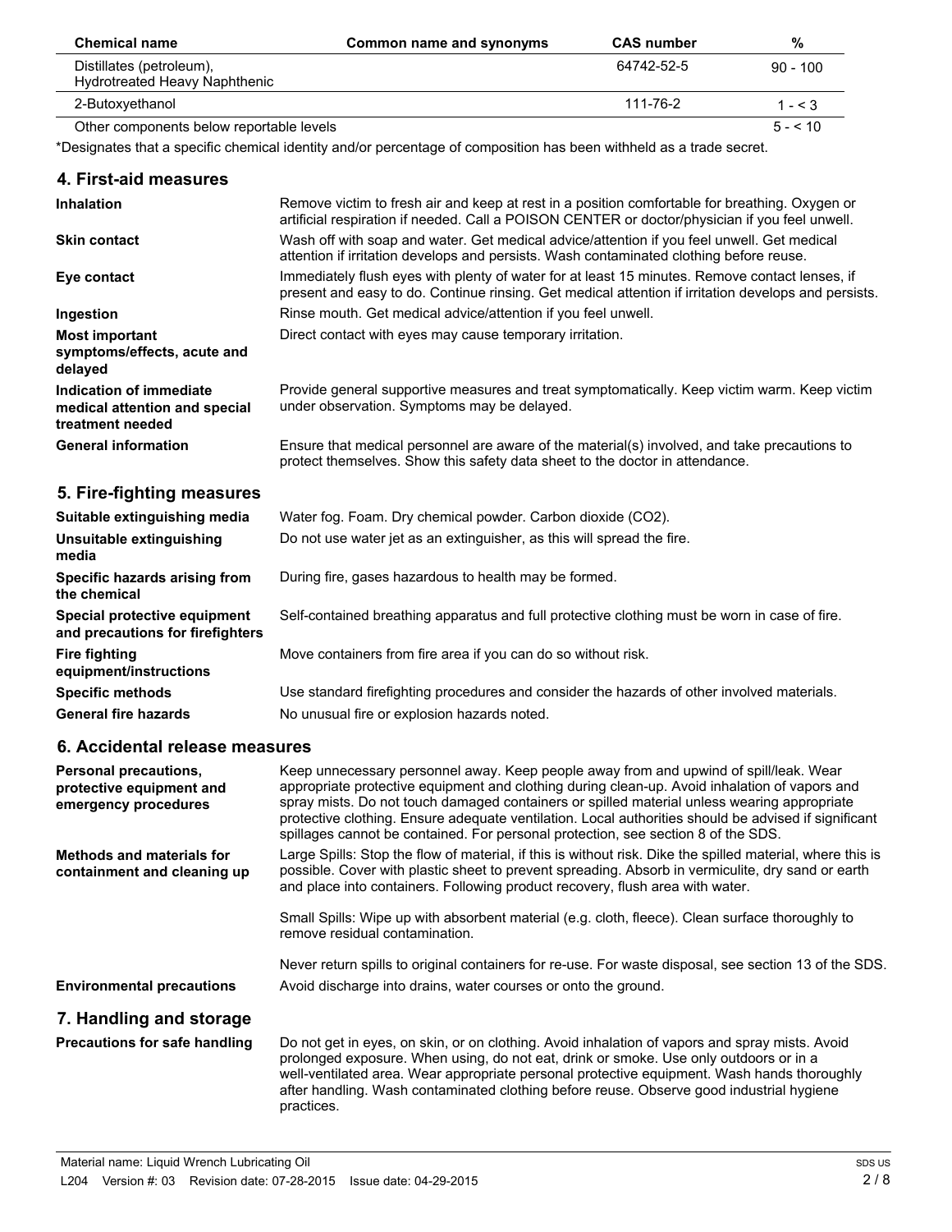| Chemical name | Common name and synonyms | CAS number | % |
|---|---|---|---|
| Distillates (petroleum), Hydrotreated Heavy Naphthenic | | 64742-52-5 | 90 - 100 |
| 2-Butoxyethanol | | 111-76-2 | 1 - < 3 |
| Other components below reportable levels | | | 5 - < 10 |

*Designates that a specific chemical identity and/or percentage of composition has been withheld as a trade secret.

## 4. First-aid measures

**Inhalation**
Remove victim to fresh air and keep at rest in a position comfortable for breathing. Oxygen or artificial respiration if needed. Call a POISON CENTER or doctor/physician if you feel unwell.

**Skin contact**
Wash off with soap and water. Get medical advice/attention if you feel unwell. Get medical attention if irritation develops and persists. Wash contaminated clothing before reuse.

**Eye contact**
Immediately flush eyes with plenty of water for at least 15 minutes. Remove contact lenses, if present and easy to do. Continue rinsing. Get medical attention if irritation develops and persists.

**Ingestion**
Rinse mouth. Get medical advice/attention if you feel unwell.

**Most important symptoms/effects, acute and delayed**
Direct contact with eyes may cause temporary irritation.

**Indication of immediate medical attention and special treatment needed**
Provide general supportive measures and treat symptomatically. Keep victim warm. Keep victim under observation. Symptoms may be delayed.

**General information**
Ensure that medical personnel are aware of the material(s) involved, and take precautions to protect themselves. Show this safety data sheet to the doctor in attendance.

## 5. Fire-fighting measures

**Suitable extinguishing media**
Water fog. Foam. Dry chemical powder. Carbon dioxide ($CO_2$).

**Unsuitable extinguishing media**
Do not use water jet as an extinguisher, as this will spread the fire.

**Specific hazards arising from the chemical**
During fire, gases hazardous to health may be formed.

**Special protective equipment and precautions for firefighters**
Self-contained breathing apparatus and full protective clothing must be worn in case of fire.

**Fire fighting equipment/instructions**
Move containers from fire area if you can do so without risk.

**Specific methods**
Use standard firefighting procedures and consider the hazards of other involved materials.

**General fire hazards**
No unusual fire or explosion hazards noted.

## 6. Accidental release measures

**Personal precautions, protective equipment and emergency procedures**
Keep unnecessary personnel away. Keep people away from and upwind of spill/leak. Wear appropriate protective equipment and clothing during clean-up. Avoid inhalation of vapors and spray mists. Do not touch damaged containers or spilled material unless wearing appropriate protective clothing. Ensure adequate ventilation. Local authorities should be advised if significant spillages cannot be contained. For personal protection, see section 8 of the SDS.

**Methods and materials for containment and cleaning up**
Large Spills: Stop the flow of material, if this is without risk. Dike the spilled material, where this is possible. Cover with plastic sheet to prevent spreading. Absorb in vermiculite, dry sand or earth and place into containers. Following product recovery, flush area with water.

Small Spills: Wipe up with absorbent material (e.g. cloth, fleece). Clean surface thoroughly to remove residual contamination.

Never return spills to original containers for re-use. For waste disposal, see section 13 of the SDS.

**Environmental precautions**
Avoid discharge into drains, water courses or onto the ground.

## 7. Handling and storage

**Precautions for safe handling**
Do not get in eyes, on skin, or on clothing. Avoid inhalation of vapors and spray mists. Avoid prolonged exposure. When using, do not eat, drink or smoke. Use only outdoors or in a well-ventilated area. Wear appropriate personal protective equipment. Wash hands thoroughly after handling. Wash contaminated clothing before reuse. Observe good industrial hygiene practices.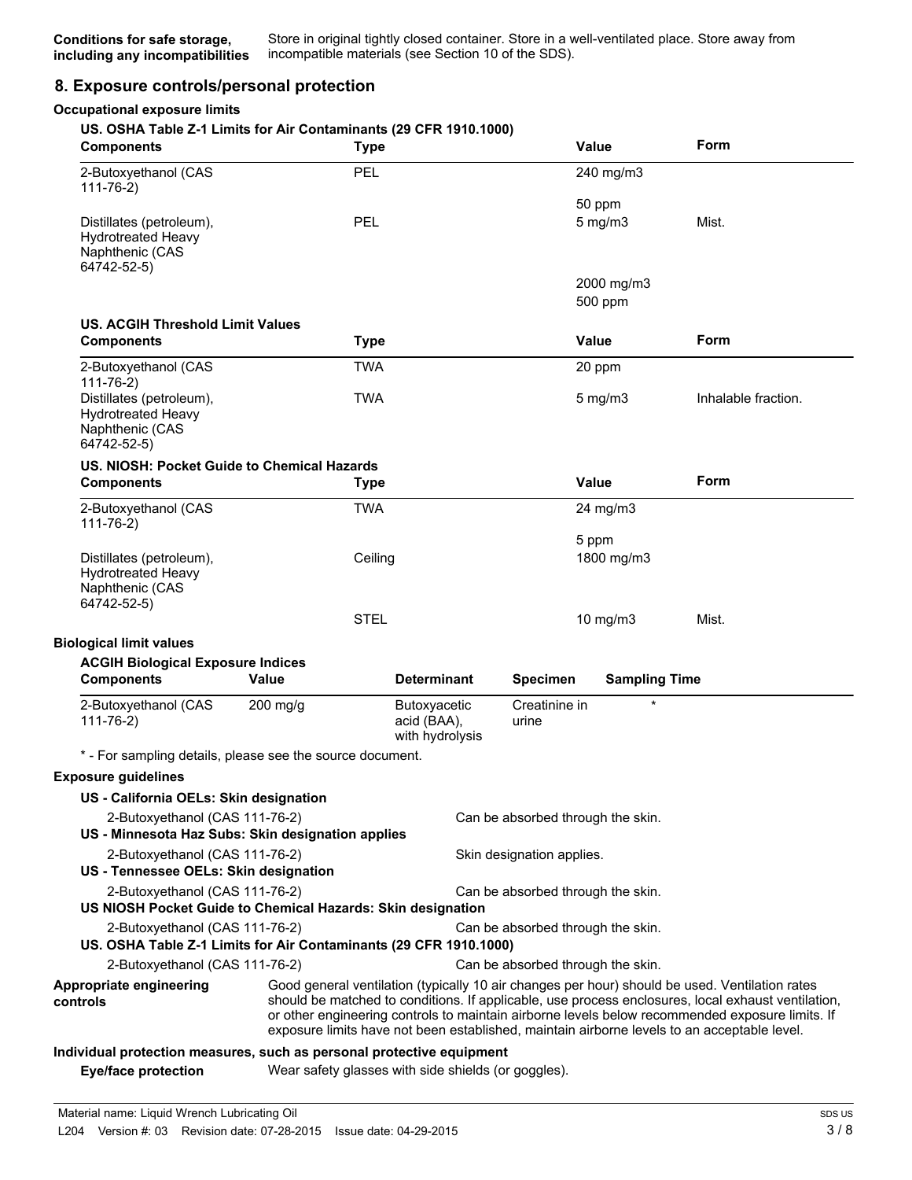**Conditions for safe storage, including any incompatibilities** Store in original tightly closed container. Store in a well-ventilated place. Store away from incompatible materials (see Section 10 of the SDS).

## 8. Exposure controls/personal protection

### Occupational exposure limits

**US. OSHA Table Z-1 Limits for Air Contaminants (29 CFR 1910.1000)**

| Components | Type | Value | Form |
|---|---|---|---|
| 2-Butoxyethanol (CAS 111-76-2) | PEL | 240 mg/m3 | |
| | | 50 ppm | |
| Distillates (petroleum), Hydrotreated Heavy Naphthenic (CAS 64742-52-5) | PEL | 5 mg/m3 | Mist. |
| | | 2000 mg/m3 | |
| | | 500 ppm | |

**US. ACGIH Threshold Limit Values**

| Components | Type | Value | Form |
|---|---|---|---|
| 2-Butoxyethanol (CAS 111-76-2) | TWA | 20 ppm | |
| Distillates (petroleum), Hydrotreated Heavy Naphthenic (CAS 64742-52-5) | TWA | 5 mg/m3 | Inhalable fraction. |

**US. NIOSH: Pocket Guide to Chemical Hazards**

| Components | Type | Value | Form |
|---|---|---|---|
| 2-Butoxyethanol (CAS 111-76-2) | TWA | 24 mg/m3 | |
| | | 5 ppm | |
| Distillates (petroleum), Hydrotreated Heavy Naphthenic (CAS 64742-52-5) | Ceiling | 1800 mg/m3 | |
| | STEL | 10 mg/m3 | Mist. |

### Biological limit values

**ACGIH Biological Exposure Indices**

| Components | Value | Determinant | Specimen | Sampling Time |
|---|---|---|---|---|
| 2-Butoxyethanol (CAS 111-76-2) | 200 mg/g | Butoxyacetic acid (BAA), with hydrolysis | Creatinine in urine | * |

* - For sampling details, please see the source document.

### Exposure guidelines

**US - California OELs: Skin designation**

2-Butoxyethanol (CAS 111-76-2) Can be absorbed through the skin.

**US - Minnesota Haz Subs: Skin designation applies**

2-Butoxyethanol (CAS 111-76-2) Skin designation applies.

**US - Tennessee OELs: Skin designation**

2-Butoxyethanol (CAS 111-76-2) Can be absorbed through the skin.

**US NIOSH Pocket Guide to Chemical Hazards: Skin designation**

2-Butoxyethanol (CAS 111-76-2) Can be absorbed through the skin.

**US. OSHA Table Z-1 Limits for Air Contaminants (29 CFR 1910.1000)**

2-Butoxyethanol (CAS 111-76-2) Can be absorbed through the skin.

**Appropriate engineering controls** Good general ventilation (typically 10 air changes per hour) should be used. Ventilation rates should be matched to conditions. If applicable, use process enclosures, local exhaust ventilation, or other engineering controls to maintain airborne levels below recommended exposure limits. If exposure limits have not been established, maintain airborne levels to an acceptable level.

### Individual protection measures, such as personal protective equipment

**Eye/face protection** Wear safety glasses with side shields (or goggles).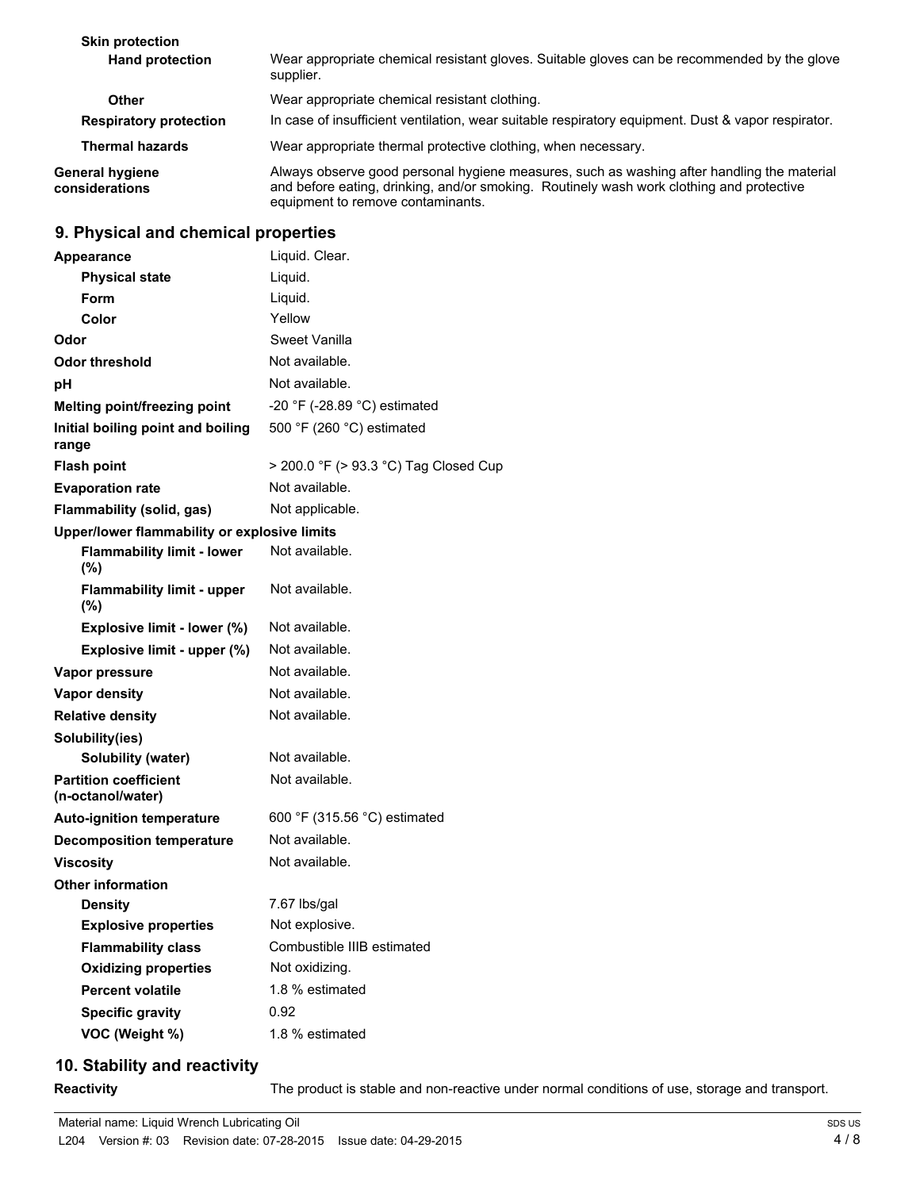| | |
|---|---|
| **Skin protection** | |
| **Hand protection** | Wear appropriate chemical resistant gloves. Suitable gloves can be recommended by the glove supplier. |
| **Other** | Wear appropriate chemical resistant clothing. |
| **Respiratory protection** | In case of insufficient ventilation, wear suitable respiratory equipment. Dust & vapor respirator. |
| **Thermal hazards** | Wear appropriate thermal protective clothing, when necessary. |
| **General hygiene considerations** | Always observe good personal hygiene measures, such as washing after handling the material and before eating, drinking, and/or smoking. Routinely wash work clothing and protective equipment to remove contaminants. |

## 9. Physical and chemical properties

| | |
|---|---|
| **Appearance** | Liquid. Clear. |
| **Physical state** | Liquid. |
| **Form** | Liquid. |
| **Color** | Yellow |
| **Odor** | Sweet Vanilla |
| **Odor threshold** | Not available. |
| **pH** | Not available. |
| **Melting point/freezing point** | -20 °F (-28.89 °C) estimated |
| **Initial boiling point and boiling range** | 500 °F (260 °C) estimated |
| **Flash point** | > 200.0 °F (> 93.3 °C) Tag Closed Cup |
| **Evaporation rate** | Not available. |
| **Flammability (solid, gas)** | Not applicable. |
| **Upper/lower flammability or explosive limits** | |
| **Flammability limit - lower (%)** | Not available. |
| **Flammability limit - upper (%)** | Not available. |
| **Explosive limit - lower (%)** | Not available. |
| **Explosive limit - upper (%)** | Not available. |
| **Vapor pressure** | Not available. |
| **Vapor density** | Not available. |
| **Relative density** | Not available. |
| **Solubility(ies)** | |
| **Solubility (water)** | Not available. |
| **Partition coefficient (n-octanol/water)** | Not available. |
| **Auto-ignition temperature** | 600 °F (315.56 °C) estimated |
| **Decomposition temperature** | Not available. |
| **Viscosity** | Not available. |
| **Other information** | |
| **Density** | 7.67 lbs/gal |
| **Explosive properties** | Not explosive. |
| **Flammability class** | Combustible IIIB estimated |
| **Oxidizing properties** | Not oxidizing. |
| **Percent volatile** | 1.8 % estimated |
| **Specific gravity** | 0.92 |
| **VOC (Weight %)** | 1.8 % estimated |

## 10. Stability and reactivity

| | |
|---|---|
| **Reactivity** | The product is stable and non-reactive under normal conditions of use, storage and transport. |

Material name: Liquid Wrench Lubricating Oil
L204 Version #: 03 Revision date: 07-28-2015 Issue date: 04-29-2015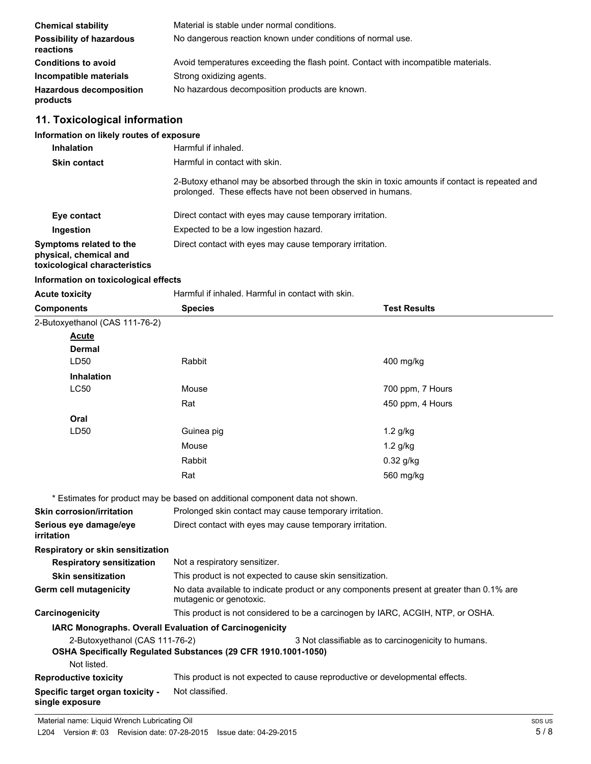**Chemical stability** Material is stable under normal conditions.

**Possibility of hazardous reactions** No dangerous reaction known under conditions of normal use.

**Conditions to avoid** Avoid temperatures exceeding the flash point. Contact with incompatible materials.

**Incompatible materials** Strong oxidizing agents.

**Hazardous decomposition products** No hazardous decomposition products are known.

## 11. Toxicological information

**Information on likely routes of exposure**

**Inhalation** Harmful if inhaled.

**Skin contact** Harmful in contact with skin.

2-Butoxy ethanol may be absorbed through the skin in toxic amounts if contact is repeated and prolonged. These effects have not been observed in humans.

**Eye contact** Direct contact with eyes may cause temporary irritation.

**Ingestion** Expected to be a low ingestion hazard.

**Symptoms related to the physical, chemical and toxicological characteristics** Direct contact with eyes may cause temporary irritation.

**Information on toxicological effects**

**Acute toxicity** Harmful if inhaled. Harmful in contact with skin.

| Components | Species | Test Results |
|---|---|---|
| 2-Butoxyethanol (CAS 111-76-2) | | |
| **Acute** | | |
| **Dermal** | | |
| LD50 | Rabbit | 400 mg/kg |
| **Inhalation** | | |
| LC50 | Mouse | 700 ppm, 7 Hours |
| | Rat | 450 ppm, 4 Hours |
| **Oral** | | |
| LD50 | Guinea pig | 1.2 g/kg |
| | Mouse | 1.2 g/kg |
| | Rabbit | 0.32 g/kg |
| | Rat | 560 mg/kg |

* Estimates for product may be based on additional component data not shown.

**Skin corrosion/irritation** Prolonged skin contact may cause temporary irritation.

**Serious eye damage/eye irritation** Direct contact with eyes may cause temporary irritation.

**Respiratory or skin sensitization**

**Respiratory sensitization** Not a respiratory sensitizer.

**Skin sensitization** This product is not expected to cause skin sensitization.

**Germ cell mutagenicity** No data available to indicate product or any components present at greater than 0.1% are mutagenic or genotoxic.

**Carcinogenicity** This product is not considered to be a carcinogen by IARC, ACGIH, NTP, or OSHA.

**IARC Monographs. Overall Evaluation of Carcinogenicity**

2-Butoxyethanol (CAS 111-76-2) 3 Not classifiable as to carcinogenicity to humans.

**OSHA Specifically Regulated Substances (29 CFR 1910.1001-1050)**

Not listed.

**Reproductive toxicity** This product is not expected to cause reproductive or developmental effects.

**Specific target organ toxicity - single exposure** Not classified.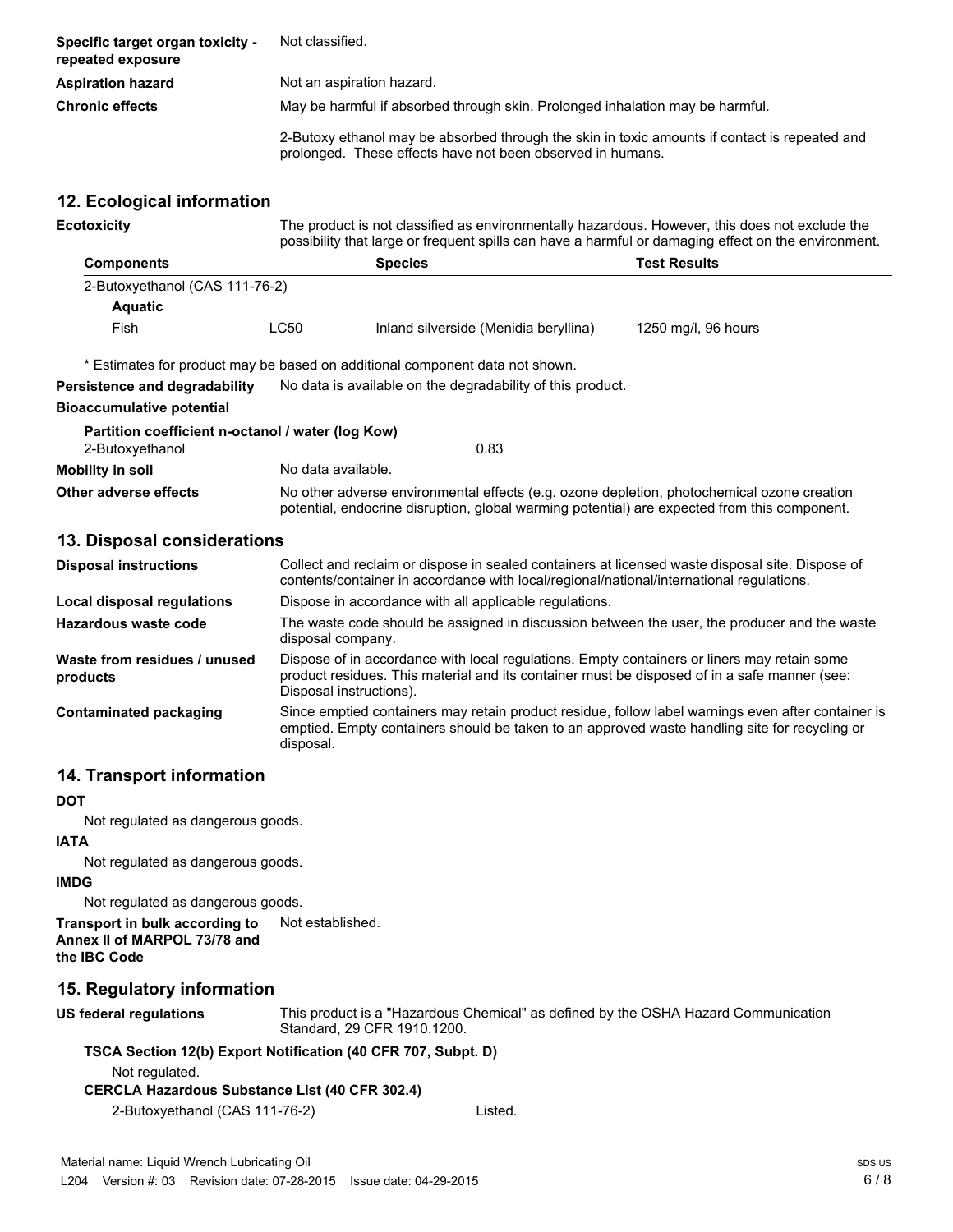**Specific target organ toxicity - repeated exposure** Not classified.

**Aspiration hazard** Not an aspiration hazard.

**Chronic effects** May be harmful if absorbed through skin. Prolonged inhalation may be harmful.

2-Butoxy ethanol may be absorbed through the skin in toxic amounts if contact is repeated and prolonged. These effects have not been observed in humans.

## 12. Ecological information

**Ecotoxicity** The product is not classified as environmentally hazardous. However, this does not exclude the possibility that large or frequent spills can have a harmful or damaging effect on the environment.

| Components | | Species | Test Results |
|---|---|---|---|
| 2-Butoxyethanol (CAS 111-76-2) | | | |
| **Aquatic** | | | |
| Fish | LC50 | Inland silverside (Menidia beryllina) | 1250 mg/l, 96 hours |

\* Estimates for product may be based on additional component data not shown.

**Persistence and degradability** No data is available on the degradability of this product.

**Bioaccumulative potential**

**Partition coefficient n-octanol / water (log Kow)**

2-Butoxyethanol 0.83

**Mobility in soil** No data available.

**Other adverse effects** No other adverse environmental effects (e.g. ozone depletion, photochemical ozone creation potential, endocrine disruption, global warming potential) are expected from this component.

## 13. Disposal considerations

**Disposal instructions** Collect and reclaim or dispose in sealed containers at licensed waste disposal site. Dispose of contents/container in accordance with local/regional/national/international regulations.

**Local disposal regulations** Dispose in accordance with all applicable regulations.

**Hazardous waste code** The waste code should be assigned in discussion between the user, the producer and the waste disposal company.

**Waste from residues / unused products** Dispose of in accordance with local regulations. Empty containers or liners may retain some product residues. This material and its container must be disposed of in a safe manner (see: Disposal instructions).

**Contaminated packaging** Since emptied containers may retain product residue, follow label warnings even after container is emptied. Empty containers should be taken to an approved waste handling site for recycling or disposal.

## 14. Transport information

**DOT**

Not regulated as dangerous goods.

**IATA**

Not regulated as dangerous goods.

**IMDG**

Not regulated as dangerous goods.

**Transport in bulk according to Annex II of MARPOL 73/78 and the IBC Code** Not established.

## 15. Regulatory information

**US federal regulations** This product is a "Hazardous Chemical" as defined by the OSHA Hazard Communication Standard, 29 CFR 1910.1200.

**TSCA Section 12(b) Export Notification (40 CFR 707, Subpt. D)**

Not regulated.

**CERCLA Hazardous Substance List (40 CFR 302.4)**

2-Butoxyethanol (CAS 111-76-2) Listed.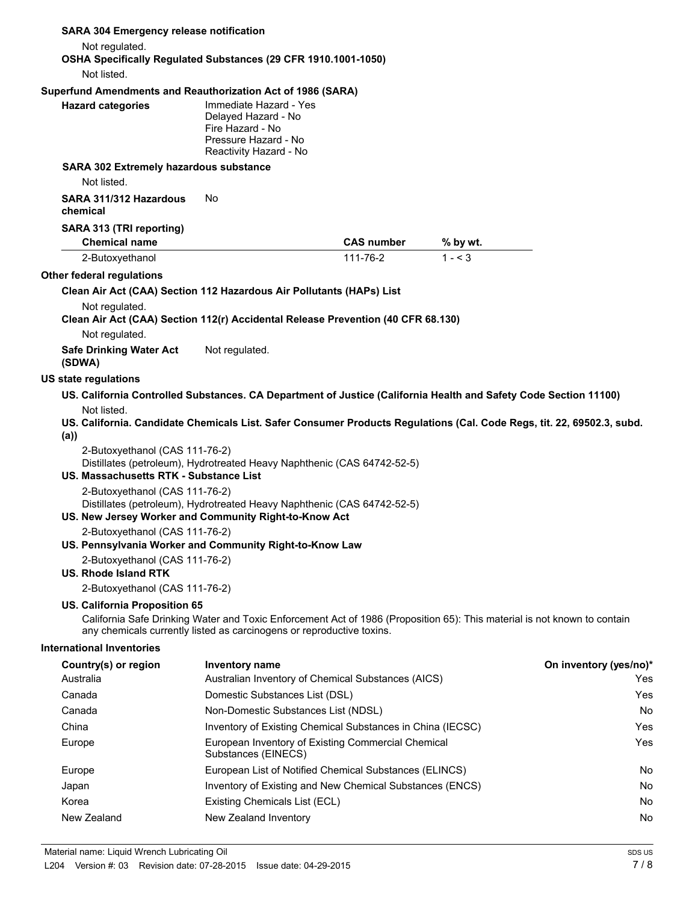**SARA 304 Emergency release notification**

Not regulated.

**OSHA Specifically Regulated Substances (29 CFR 1910.1001-1050)**

Not listed.

**Superfund Amendments and Reauthorization Act of 1986 (SARA)**

**Hazard categories**
Immediate Hazard - Yes
Delayed Hazard - No
Fire Hazard - No
Pressure Hazard - No
Reactivity Hazard - No

**SARA 302 Extremely hazardous substance**

Not listed.

**SARA 311/312 Hazardous chemical** No

**SARA 313 (TRI reporting)**

| Chemical name | CAS number | % by wt. |
|---|---|---|
| 2-Butoxyethanol | 111-76-2 | 1 - < 3 |

**Other federal regulations**

**Clean Air Act (CAA) Section 112 Hazardous Air Pollutants (HAPs) List**

Not regulated.

**Clean Air Act (CAA) Section 112(r) Accidental Release Prevention (40 CFR 68.130)**

Not regulated.

**Safe Drinking Water Act (SDWA)** Not regulated.

**US state regulations**

**US. California Controlled Substances. CA Department of Justice (California Health and Safety Code Section 11100)**

Not listed.

**US. California. Candidate Chemicals List. Safer Consumer Products Regulations (Cal. Code Regs, tit. 22, 69502.3, subd. (a))**

2-Butoxyethanol (CAS 111-76-2)
Distillates (petroleum), Hydrotreated Heavy Naphthenic (CAS 64742-52-5)

**US. Massachusetts RTK - Substance List**

2-Butoxyethanol (CAS 111-76-2)
Distillates (petroleum), Hydrotreated Heavy Naphthenic (CAS 64742-52-5)

**US. New Jersey Worker and Community Right-to-Know Act**

2-Butoxyethanol (CAS 111-76-2)

**US. Pennsylvania Worker and Community Right-to-Know Law**

2-Butoxyethanol (CAS 111-76-2)

**US. Rhode Island RTK**

2-Butoxyethanol (CAS 111-76-2)

**US. California Proposition 65**

California Safe Drinking Water and Toxic Enforcement Act of 1986 (Proposition 65): This material is not known to contain any chemicals currently listed as carcinogens or reproductive toxins.

**International Inventories**

| Country(s) or region | Inventory name | On inventory (yes/no)* |
|---|---|---|
| Australia | Australian Inventory of Chemical Substances (AICS) | Yes |
| Canada | Domestic Substances List (DSL) | Yes |
| Canada | Non-Domestic Substances List (NDSL) | No |
| China | Inventory of Existing Chemical Substances in China (IECSC) | Yes |
| Europe | European Inventory of Existing Commercial Chemical Substances (EINECS) | Yes |
| Europe | European List of Notified Chemical Substances (ELINCS) | No |
| Japan | Inventory of Existing and New Chemical Substances (ENCS) | No |
| Korea | Existing Chemicals List (ECL) | No |
| New Zealand | New Zealand Inventory | No |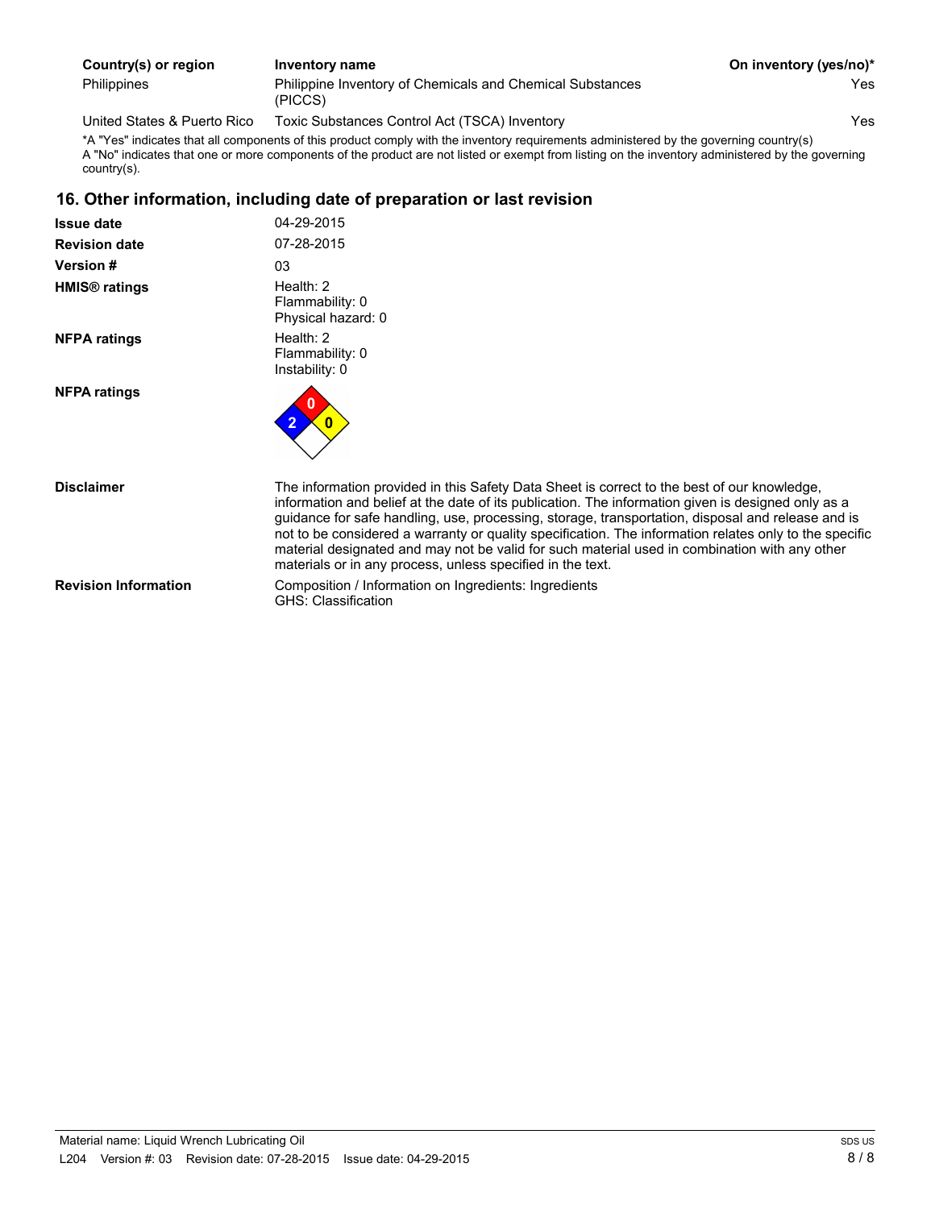| Country(s) or region | Inventory name | On inventory (yes/no)* |
|---|---|---|
| Philippines | Philippine Inventory of Chemicals and Chemical Substances (PICCS) | Yes |
| United States & Puerto Rico | Toxic Substances Control Act (TSCA) Inventory | Yes |

*A "Yes" indicates that all components of this product comply with the inventory requirements administered by the governing country(s)
A "No" indicates that one or more components of the product are not listed or exempt from listing on the inventory administered by the governing country(s).

## 16. Other information, including date of preparation or last revision

**Issue date** 04-29-2015

**Revision date** 07-28-2015

**Version #** 03

**HMIS® ratings**
Health: 2
Flammability: 0
Physical hazard: 0

**NFPA ratings**
Health: 2
Flammability: 0
Instability: 0

**NFPA ratings**

0
2 0

**Disclaimer**
The information provided in this Safety Data Sheet is correct to the best of our knowledge, information and belief at the date of its publication. The information given is designed only as a guidance for safe handling, use, processing, storage, transportation, disposal and release and is not to be considered a warranty or quality specification. The information relates only to the specific material designated and may not be valid for such material used in combination with any other materials or in any process, unless specified in the text.

**Revision Information**
Composition / Information on Ingredients: Ingredients
GHS: Classification